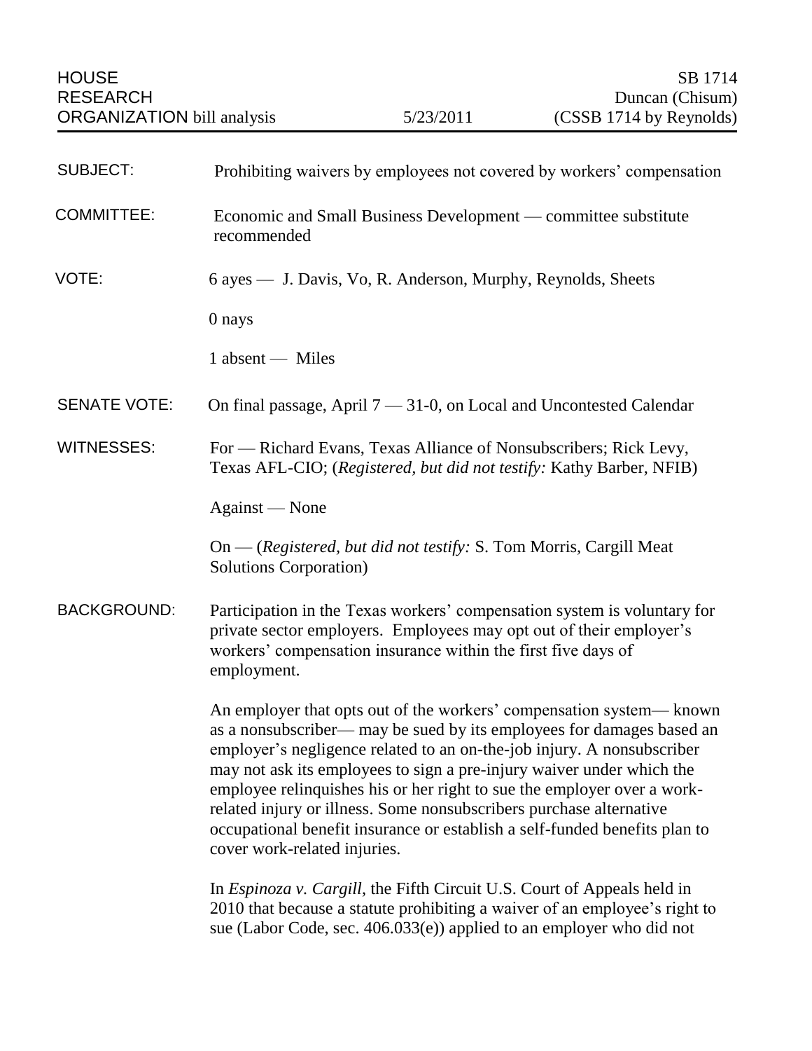HOUSE RESEARCH ORGANIZATION bill analysis — 5/23/2011

SB 1714
Duncan (Chisum)
(CSSB 1714 by Reynolds)

**SUBJECT:** Prohibiting waivers by employees not covered by workers' compensation

**COMMITTEE:** Economic and Small Business Development — committee substitute recommended

**VOTE:** 6 ayes — J. Davis, Vo, R. Anderson, Murphy, Reynolds, Sheets

0 nays

1 absent — Miles

**SENATE VOTE:** On final passage, April 7 — 31-0, on Local and Uncontested Calendar

**WITNESSES:** For — Richard Evans, Texas Alliance of Nonsubscribers; Rick Levy, Texas AFL-CIO; (*Registered, but did not testify:* Kathy Barber, NFIB)

Against — None

On — (*Registered, but did not testify:* S. Tom Morris, Cargill Meat Solutions Corporation)

**BACKGROUND:** Participation in the Texas workers' compensation system is voluntary for private sector employers. Employees may opt out of their employer's workers' compensation insurance within the first five days of employment.

An employer that opts out of the workers' compensation system— known as a nonsubscriber— may be sued by its employees for damages based an employer's negligence related to an on-the-job injury. A nonsubscriber may not ask its employees to sign a pre-injury waiver under which the employee relinquishes his or her right to sue the employer over a work-related injury or illness. Some nonsubscribers purchase alternative occupational benefit insurance or establish a self-funded benefits plan to cover work-related injuries.

In *Espinoza v. Cargill*, the Fifth Circuit U.S. Court of Appeals held in 2010 that because a statute prohibiting a waiver of an employee's right to sue (Labor Code, sec. 406.033(e)) applied to an employer who did not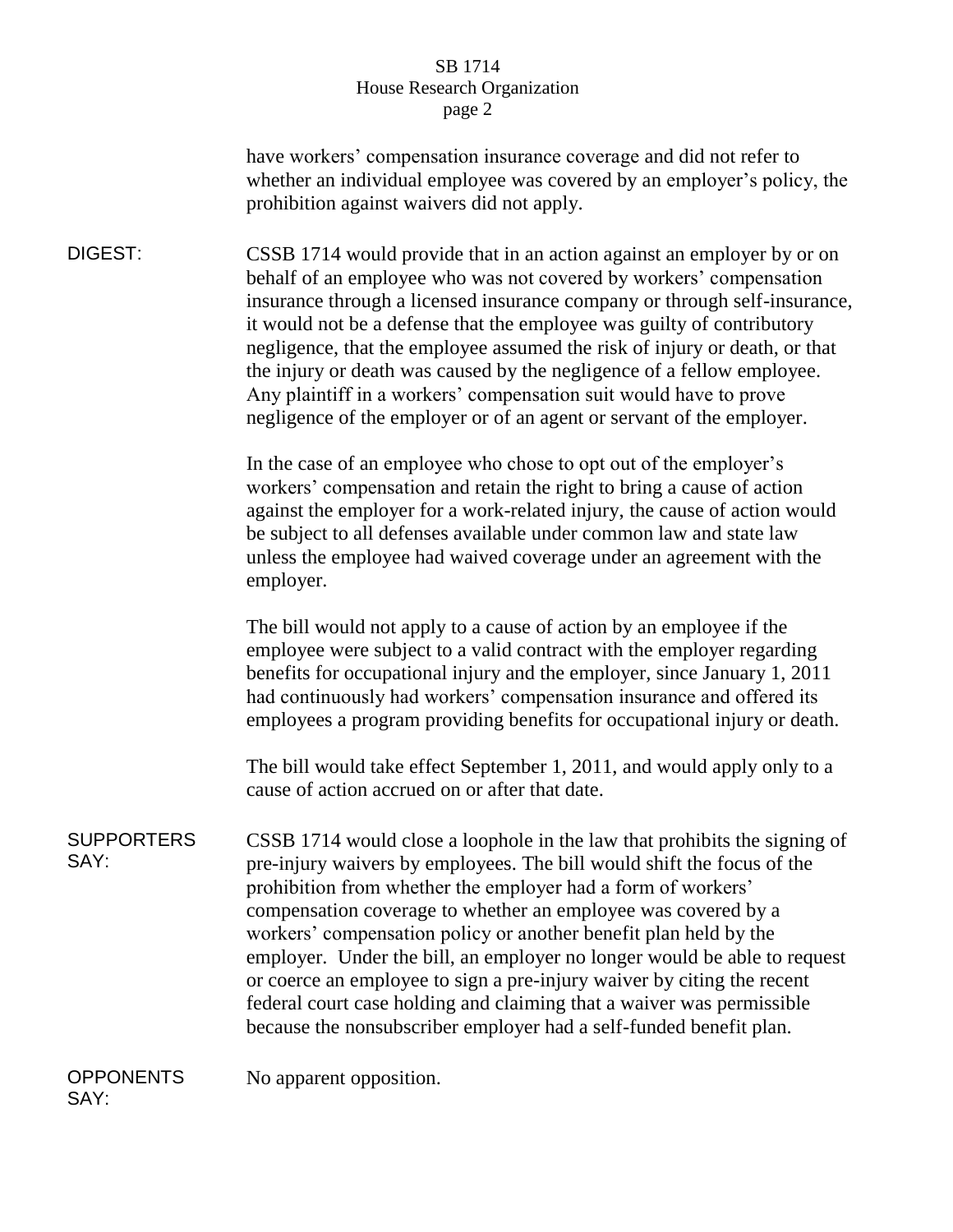have workers' compensation insurance coverage and did not refer to whether an individual employee was covered by an employer's policy, the prohibition against waivers did not apply.

**DIGEST:**

CSSB 1714 would provide that in an action against an employer by or on behalf of an employee who was not covered by workers' compensation insurance through a licensed insurance company or through self-insurance, it would not be a defense that the employee was guilty of contributory negligence, that the employee assumed the risk of injury or death, or that the injury or death was caused by the negligence of a fellow employee. Any plaintiff in a workers' compensation suit would have to prove negligence of the employer or of an agent or servant of the employer.

In the case of an employee who chose to opt out of the employer's workers' compensation and retain the right to bring a cause of action against the employer for a work-related injury, the cause of action would be subject to all defenses available under common law and state law unless the employee had waived coverage under an agreement with the employer.

The bill would not apply to a cause of action by an employee if the employee were subject to a valid contract with the employer regarding benefits for occupational injury and the employer, since January 1, 2011 had continuously had workers' compensation insurance and offered its employees a program providing benefits for occupational injury or death.

The bill would take effect September 1, 2011, and would apply only to a cause of action accrued on or after that date.

**SUPPORTERS SAY:**

CSSB 1714 would close a loophole in the law that prohibits the signing of pre-injury waivers by employees. The bill would shift the focus of the prohibition from whether the employer had a form of workers' compensation coverage to whether an employee was covered by a workers' compensation policy or another benefit plan held by the employer. Under the bill, an employer no longer would be able to request or coerce an employee to sign a pre-injury waiver by citing the recent federal court case holding and claiming that a waiver was permissible because the nonsubscriber employer had a self-funded benefit plan.

**OPPONENTS SAY:**

No apparent opposition.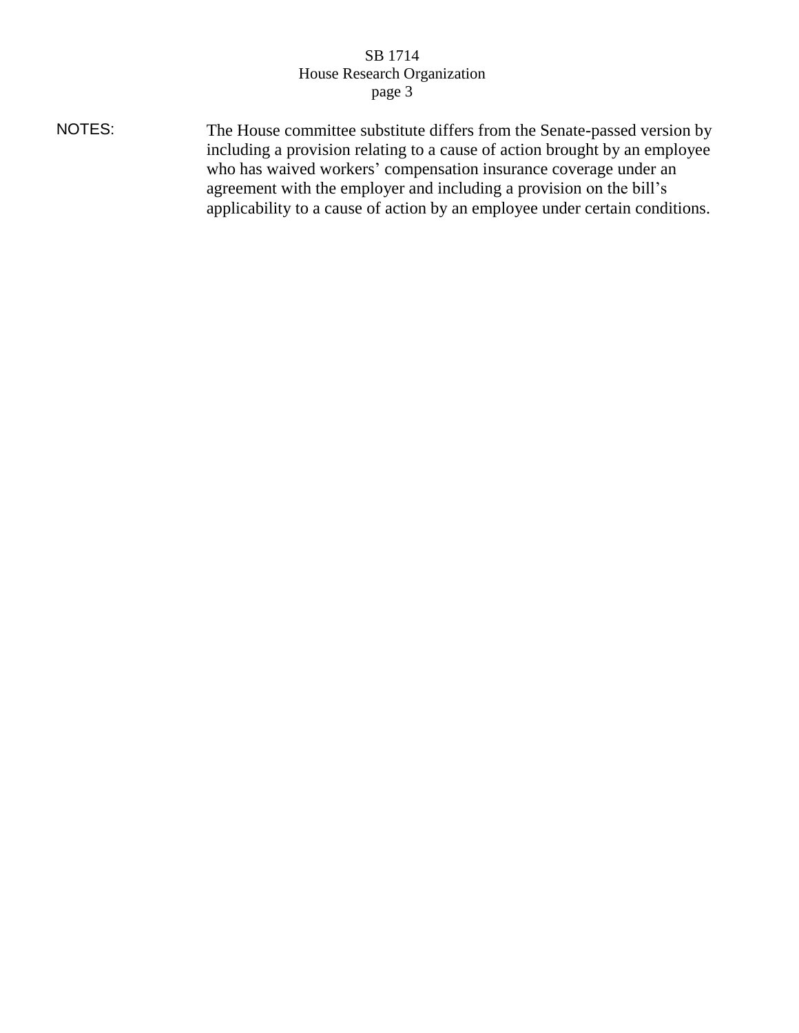NOTES: The House committee substitute differs from the Senate-passed version by including a provision relating to a cause of action brought by an employee who has waived workers' compensation insurance coverage under an agreement with the employer and including a provision on the bill's applicability to a cause of action by an employee under certain conditions.